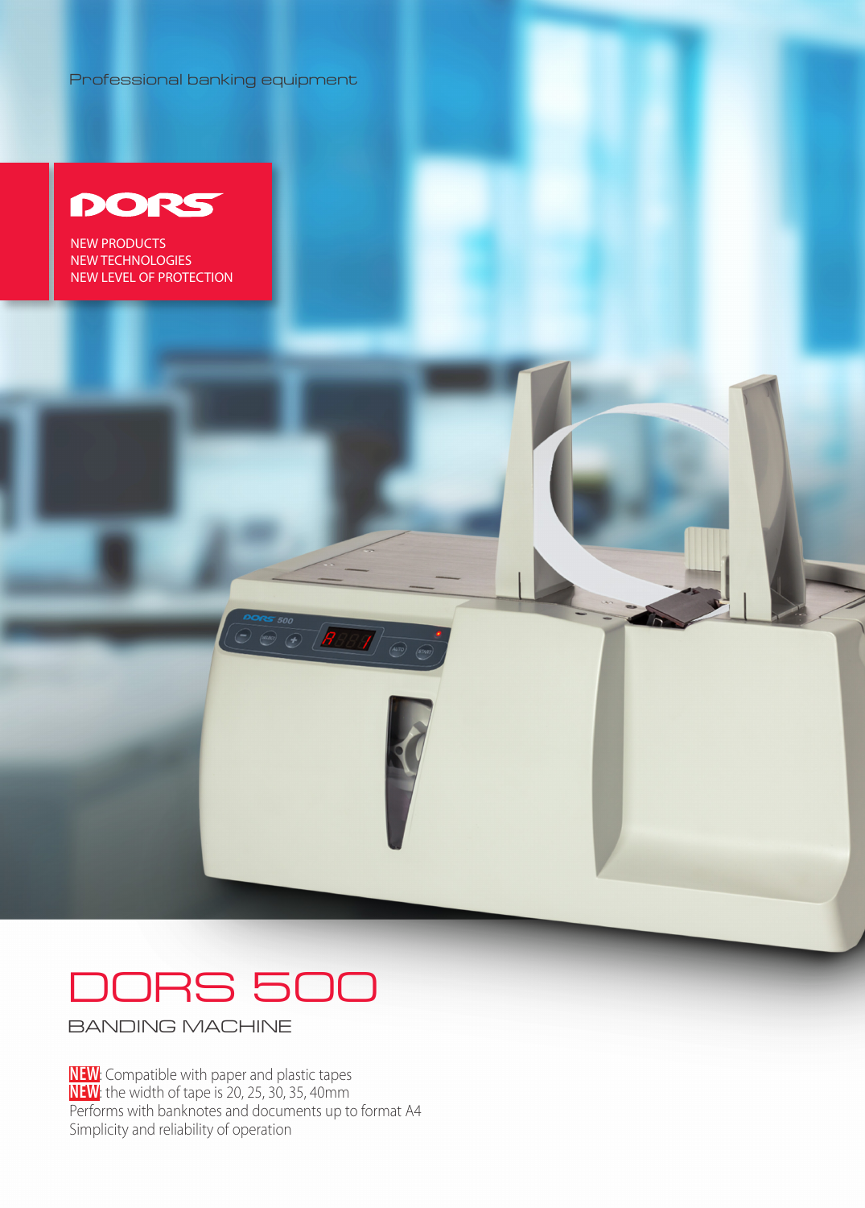Professional banking equipment

DORS

NEW PRODUCTS
NEW TECHNOLOGIES
NEW LEVEL OF PROTECTION

# DORS 500

## BANDING MACHINE

**NEW**: Compatible with paper and plastic tapes
**NEW**: the width of tape is 20, 25, 30, 35, 40mm
Performs with banknotes and documents up to format A4
Simplicity and reliability of operation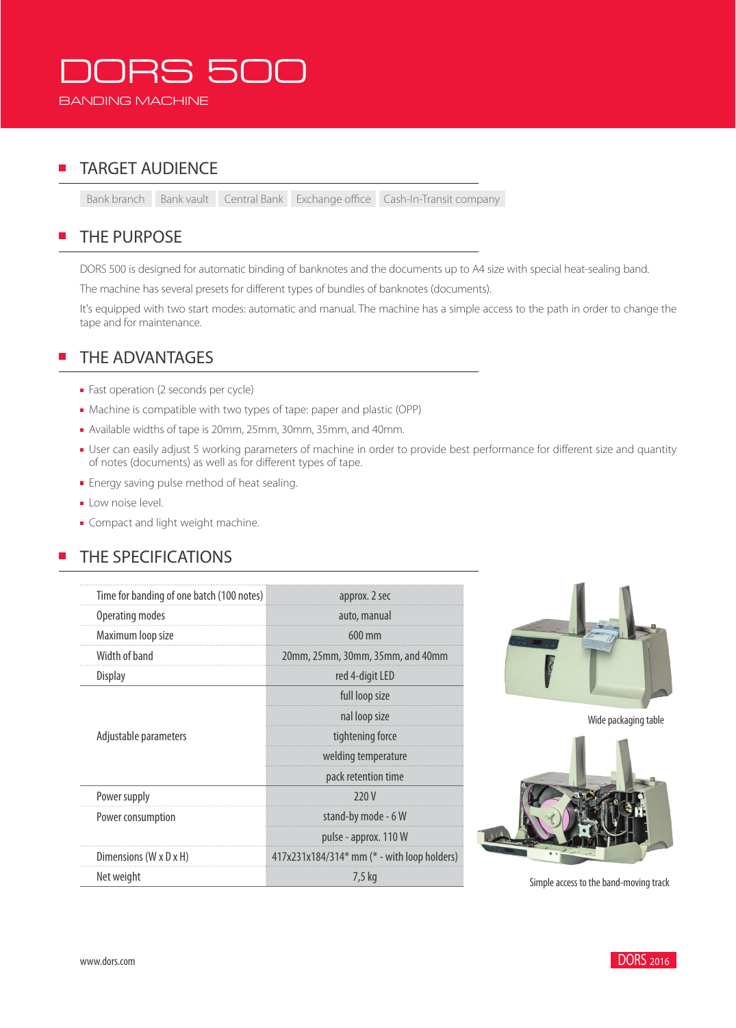# DORS 500

BANDING MACHINE

## TARGET AUDIENCE

Bank branch | Bank vault | Central Bank | Exchange office | Cash-In-Transit company

## THE PURPOSE

DORS 500 is designed for automatic binding of banknotes and the documents up to A4 size with special heat-sealing band.

The machine has several presets for different types of bundles of banknotes (documents).

It's equipped with two start modes: automatic and manual. The machine has a simple access to the path in order to change the tape and for maintenance.

## THE ADVANTAGES

- Fast operation (2 seconds per cycle)
- Machine is compatible with two types of tape: paper and plastic (OPP)
- Available widths of tape is 20mm, 25mm, 30mm, 35mm, and 40mm.
- User can easily adjust 5 working parameters of machine in order to provide best performance for different size and quantity of notes (documents) as well as for different types of tape.
- Energy saving pulse method of heat sealing.
- Low noise level.
- Compact and light weight machine.

## THE SPECIFICATIONS

| | |
|---|---|
| Time for banding of one batch (100 notes) | approx. 2 sec |
| Operating modes | auto, manual |
| Maximum loop size | 600 mm |
| Width of band | 20mm, 25mm, 30mm, 35mm, and 40mm |
| Display | red 4-digit LED |
| Adjustable parameters | full loop size |
| | nal loop size |
| | tightening force |
| | welding temperature |
| | pack retention time |
| Power supply | 220 V |
| Power consumption | stand-by mode - 6 W |
| | pulse - approx. 110 W |
| Dimensions (W x D x H) | 417x231x184/314* mm (* - with loop holders) |
| Net weight | 7,5 kg |

Wide packaging table

Simple access to the band-moving track

www.dors.com

DORS 2016